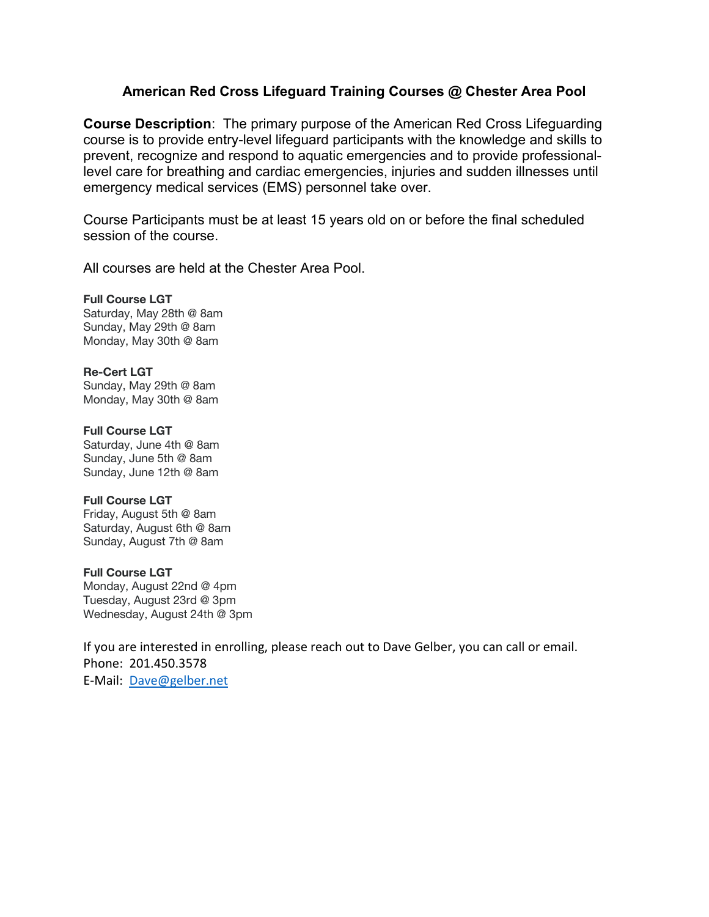# American Red Cross Lifeguard Training Courses @ Chester Area Pool

**Course Description**: The primary purpose of the American Red Cross Lifeguarding course is to provide entry-level lifeguard participants with the knowledge and skills to prevent, recognize and respond to aquatic emergencies and to provide professional-level care for breathing and cardiac emergencies, injuries and sudden illnesses until emergency medical services (EMS) personnel take over.

Course Participants must be at least 15 years old on or before the final scheduled session of the course.

All courses are held at the Chester Area Pool.

**Full Course LGT**
Saturday, May 28th @ 8am
Sunday, May 29th @ 8am
Monday, May 30th @ 8am

**Re-Cert LGT**
Sunday, May 29th @ 8am
Monday, May 30th @ 8am

**Full Course LGT**
Saturday, June 4th @ 8am
Sunday, June 5th @ 8am
Sunday, June 12th @ 8am

**Full Course LGT**
Friday, August 5th @ 8am
Saturday, August 6th @ 8am
Sunday, August 7th @ 8am

**Full Course LGT**
Monday, August 22nd @ 4pm
Tuesday, August 23rd @ 3pm
Wednesday, August 24th @ 3pm

If you are interested in enrolling, please reach out to Dave Gelber, you can call or email.
Phone: 201.450.3578
E-Mail: [Dave@gelber.net](mailto:Dave@gelber.net)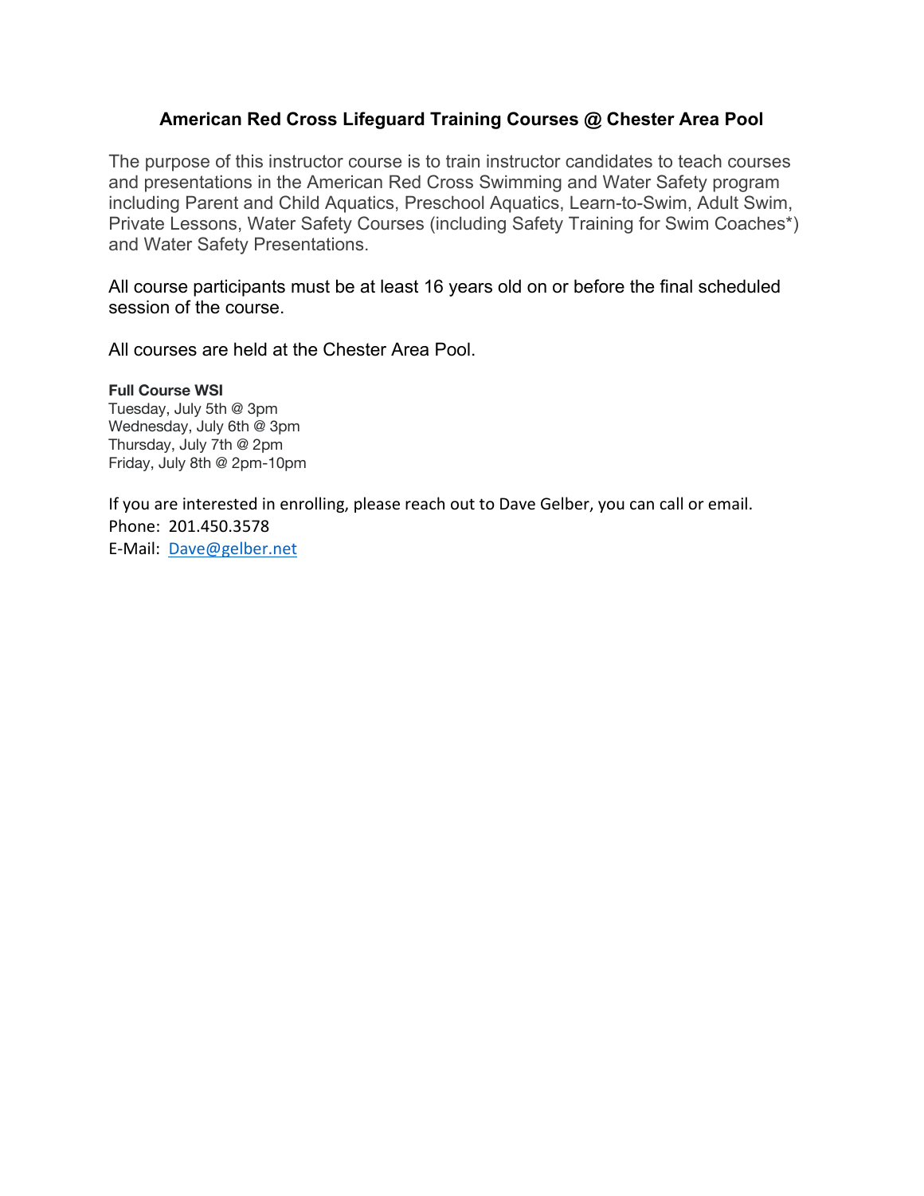# American Red Cross Lifeguard Training Courses @ Chester Area Pool

The purpose of this instructor course is to train instructor candidates to teach courses and presentations in the American Red Cross Swimming and Water Safety program including Parent and Child Aquatics, Preschool Aquatics, Learn-to-Swim, Adult Swim, Private Lessons, Water Safety Courses (including Safety Training for Swim Coaches*) and Water Safety Presentations.

All course participants must be at least 16 years old on or before the final scheduled session of the course.

All courses are held at the Chester Area Pool.

**Full Course WSI**
Tuesday, July 5th @ 3pm
Wednesday, July 6th @ 3pm
Thursday, July 7th @ 2pm
Friday, July 8th @ 2pm-10pm

If you are interested in enrolling, please reach out to Dave Gelber, you can call or email.
Phone: 201.450.3578
E-Mail: Dave@gelber.net